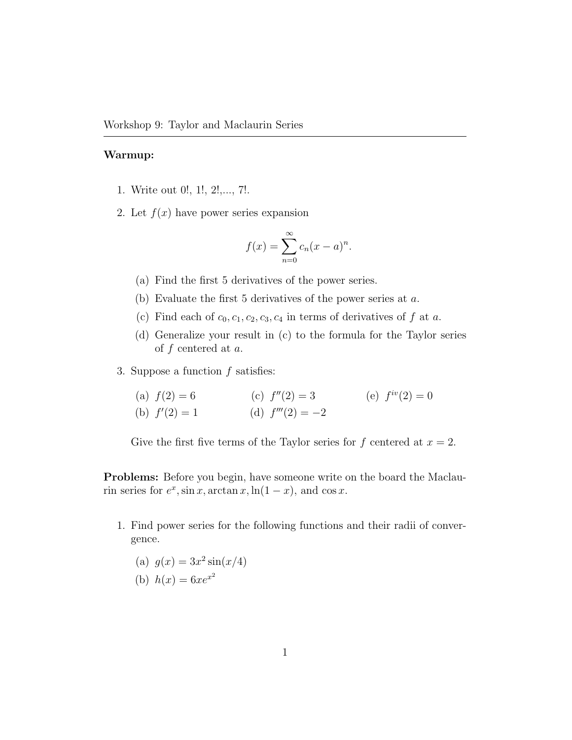Workshop 9: Taylor and Maclaurin Series

**Warmup:**

1. Write out $0!$, $1!$, $2!$,..., $7!$.

2. Let $f(x)$ have power series expansion

$$f(x) = \sum_{n=0}^{\infty} c_n (x-a)^n.$$

   (a) Find the first 5 derivatives of the power series.

   (b) Evaluate the first 5 derivatives of the power series at $a$.

   (c) Find each of $c_0, c_1, c_2, c_3, c_4$ in terms of derivatives of $f$ at $a$.

   (d) Generalize your result in (c) to the formula for the Taylor series of $f$ centered at $a$.

3. Suppose a function $f$ satisfies:

   (a) $f(2) = 6$

   (b) $f'(2) = 1$

   (c) $f''(2) = 3$

   (d) $f'''(2) = -2$

   (e) $f^{iv}(2) = 0$

   Give the first five terms of the Taylor series for $f$ centered at $x = 2$.

**Problems:** Before you begin, have someone write on the board the Maclaurin series for $e^x, \sin x, \arctan x, \ln(1-x)$, and $\cos x$.

1. Find power series for the following functions and their radii of convergence.

   (a) $g(x) = 3x^2 \sin(x/4)$

   (b) $h(x) = 6xe^{x^2}$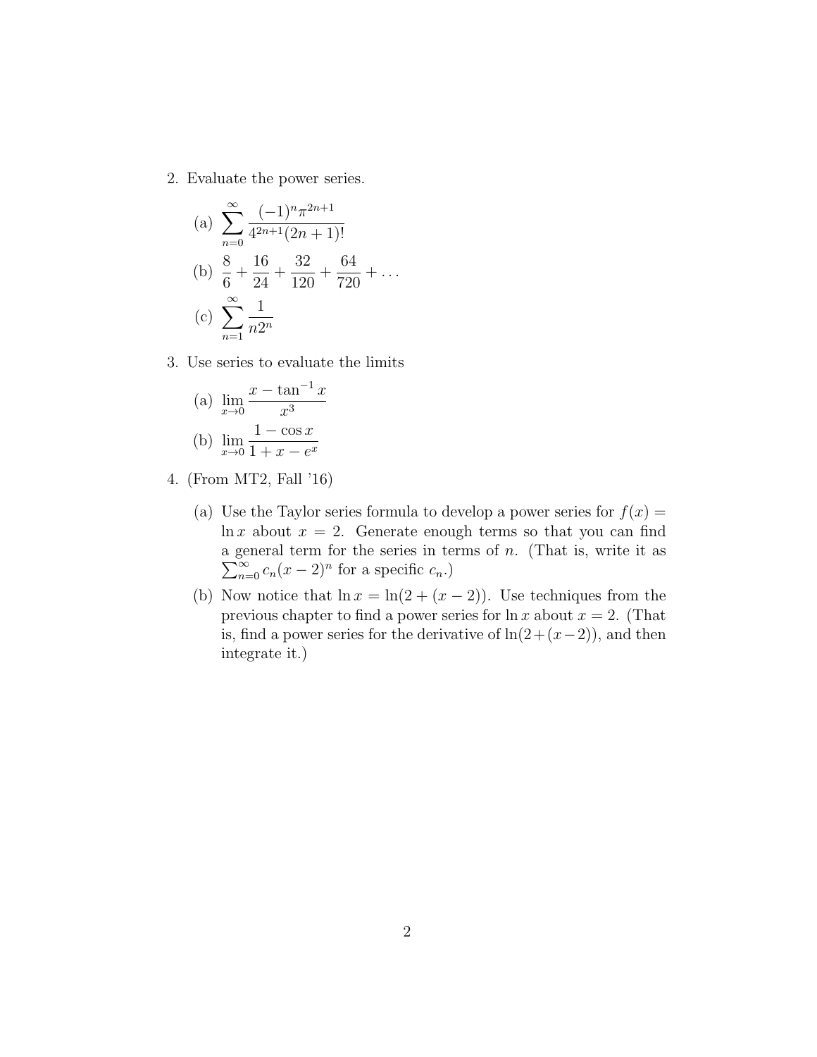2. Evaluate the power series.

   (a) $\displaystyle\sum_{n=0}^{\infty} \frac{(-1)^n \pi^{2n+1}}{4^{2n+1}(2n+1)!}$

   (b) $\displaystyle\frac{8}{6} + \frac{16}{24} + \frac{32}{120} + \frac{64}{720} + \ldots$

   (c) $\displaystyle\sum_{n=1}^{\infty} \frac{1}{n2^n}$

3. Use series to evaluate the limits

   (a) $\displaystyle\lim_{x \to 0} \frac{x - \tan^{-1} x}{x^3}$

   (b) $\displaystyle\lim_{x \to 0} \frac{1 - \cos x}{1 + x - e^x}$

4. (From MT2, Fall '16)

   (a) Use the Taylor series formula to develop a power series for $f(x) = \ln x$ about $x = 2$. Generate enough terms so that you can find a general term for the series in terms of $n$. (That is, write it as $\sum_{n=0}^{\infty} c_n(x-2)^n$ for a specific $c_n$.)

   (b) Now notice that $\ln x = \ln(2 + (x - 2))$. Use techniques from the previous chapter to find a power series for $\ln x$ about $x = 2$. (That is, find a power series for the derivative of $\ln(2+(x-2))$, and then integrate it.)